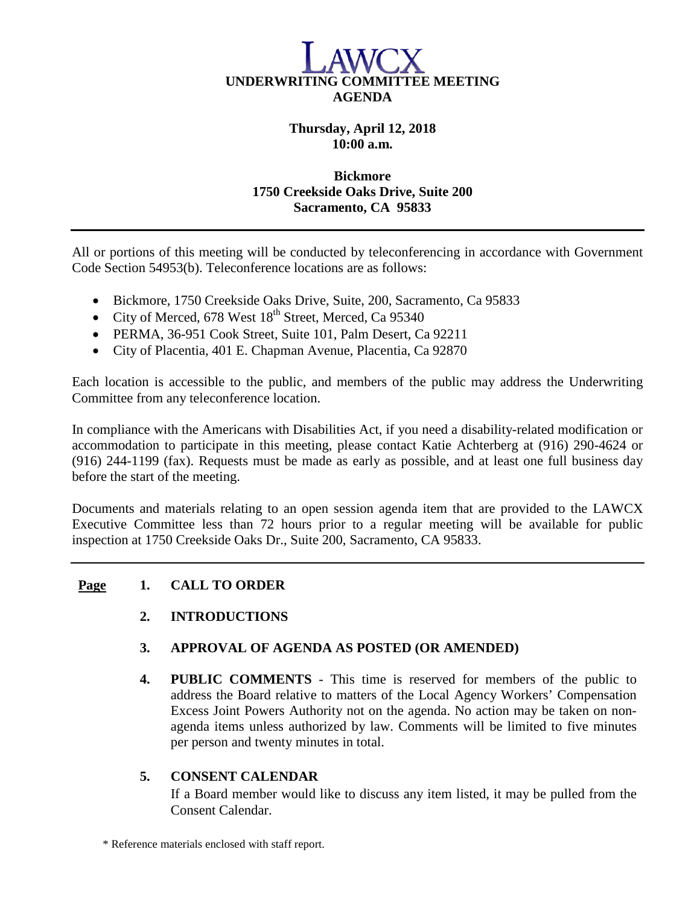# LAWCX

## UNDERWRITING COMMITTEE MEETING AGENDA

**Thursday, April 12, 2018**
**10:00 a.m.**

**Bickmore**
**1750 Creekside Oaks Drive, Suite 200**
**Sacramento, CA 95833**

---

All or portions of this meeting will be conducted by teleconferencing in accordance with Government Code Section 54953(b). Teleconference locations are as follows:

- Bickmore, 1750 Creekside Oaks Drive, Suite, 200, Sacramento, Ca 95833
- City of Merced, 678 West 18th Street, Merced, Ca 95340
- PERMA, 36-951 Cook Street, Suite 101, Palm Desert, Ca 92211
- City of Placentia, 401 E. Chapman Avenue, Placentia, Ca 92870

Each location is accessible to the public, and members of the public may address the Underwriting Committee from any teleconference location.

In compliance with the Americans with Disabilities Act, if you need a disability-related modification or accommodation to participate in this meeting, please contact Katie Achterberg at (916) 290-4624 or (916) 244-1199 (fax). Requests must be made as early as possible, and at least one full business day before the start of the meeting.

Documents and materials relating to an open session agenda item that are provided to the LAWCX Executive Committee less than 72 hours prior to a regular meeting will be available for public inspection at 1750 Creekside Oaks Dr., Suite 200, Sacramento, CA 95833.

---

**Page**

1. **CALL TO ORDER**

2. **INTRODUCTIONS**

3. **APPROVAL OF AGENDA AS POSTED (OR AMENDED)**

4. **PUBLIC COMMENTS** - This time is reserved for members of the public to address the Board relative to matters of the Local Agency Workers' Compensation Excess Joint Powers Authority not on the agenda. No action may be taken on non-agenda items unless authorized by law. Comments will be limited to five minutes per person and twenty minutes in total.

5. **CONSENT CALENDAR**
   If a Board member would like to discuss any item listed, it may be pulled from the Consent Calendar.

\* Reference materials enclosed with staff report.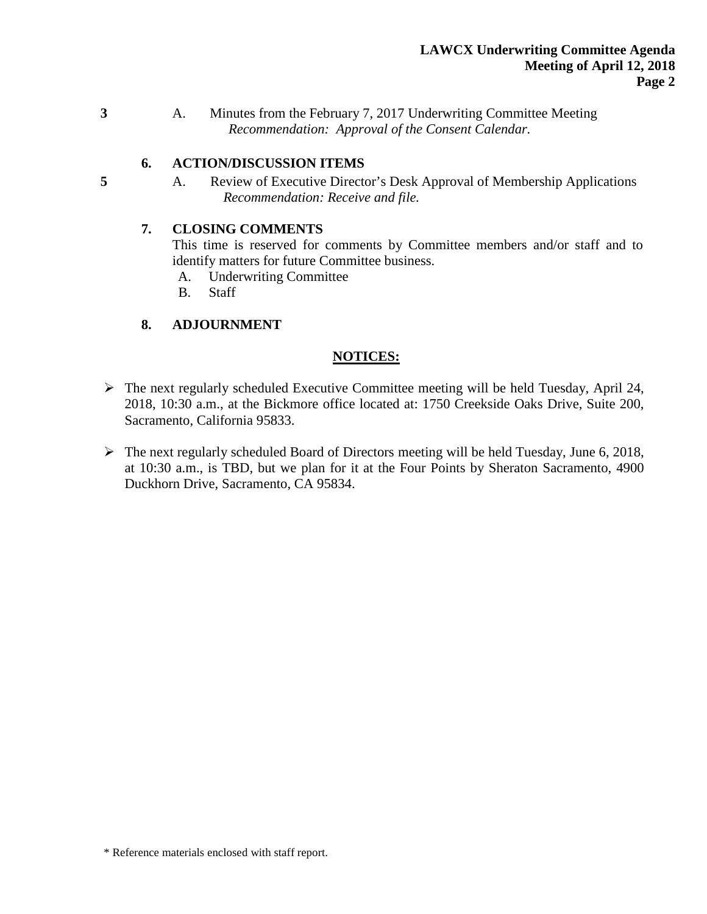**3** A. Minutes from the February 7, 2017 Underwriting Committee Meeting
*Recommendation: Approval of the Consent Calendar.*

## 6. ACTION/DISCUSSION ITEMS

**5** A. Review of Executive Director's Desk Approval of Membership Applications
*Recommendation: Receive and file.*

## 7. CLOSING COMMENTS

This time is reserved for comments by Committee members and/or staff and to identify matters for future Committee business.

A. Underwriting Committee
B. Staff

## 8. ADJOURNMENT

## NOTICES:

- The next regularly scheduled Executive Committee meeting will be held Tuesday, April 24, 2018, 10:30 a.m., at the Bickmore office located at: 1750 Creekside Oaks Drive, Suite 200, Sacramento, California 95833.
- The next regularly scheduled Board of Directors meeting will be held Tuesday, June 6, 2018, at 10:30 a.m., is TBD, but we plan for it at the Four Points by Sheraton Sacramento, 4900 Duckhorn Drive, Sacramento, CA 95834.

* Reference materials enclosed with staff report.